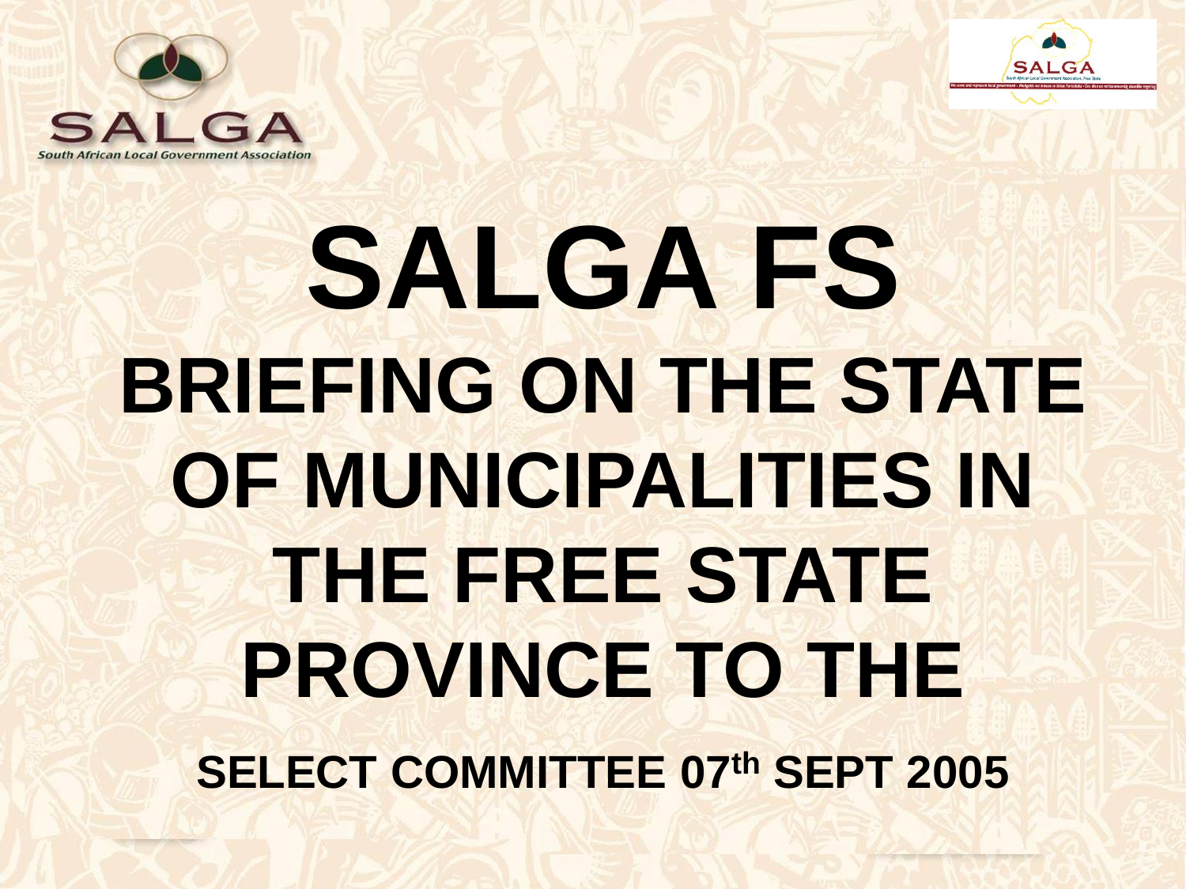# SALGA FS

## BRIEFING ON THE STATE OF MUNICIPALITIES IN THE FREE STATE PROVINCE TO THE

**SELECT COMMITTEE 07th SEPT 2005**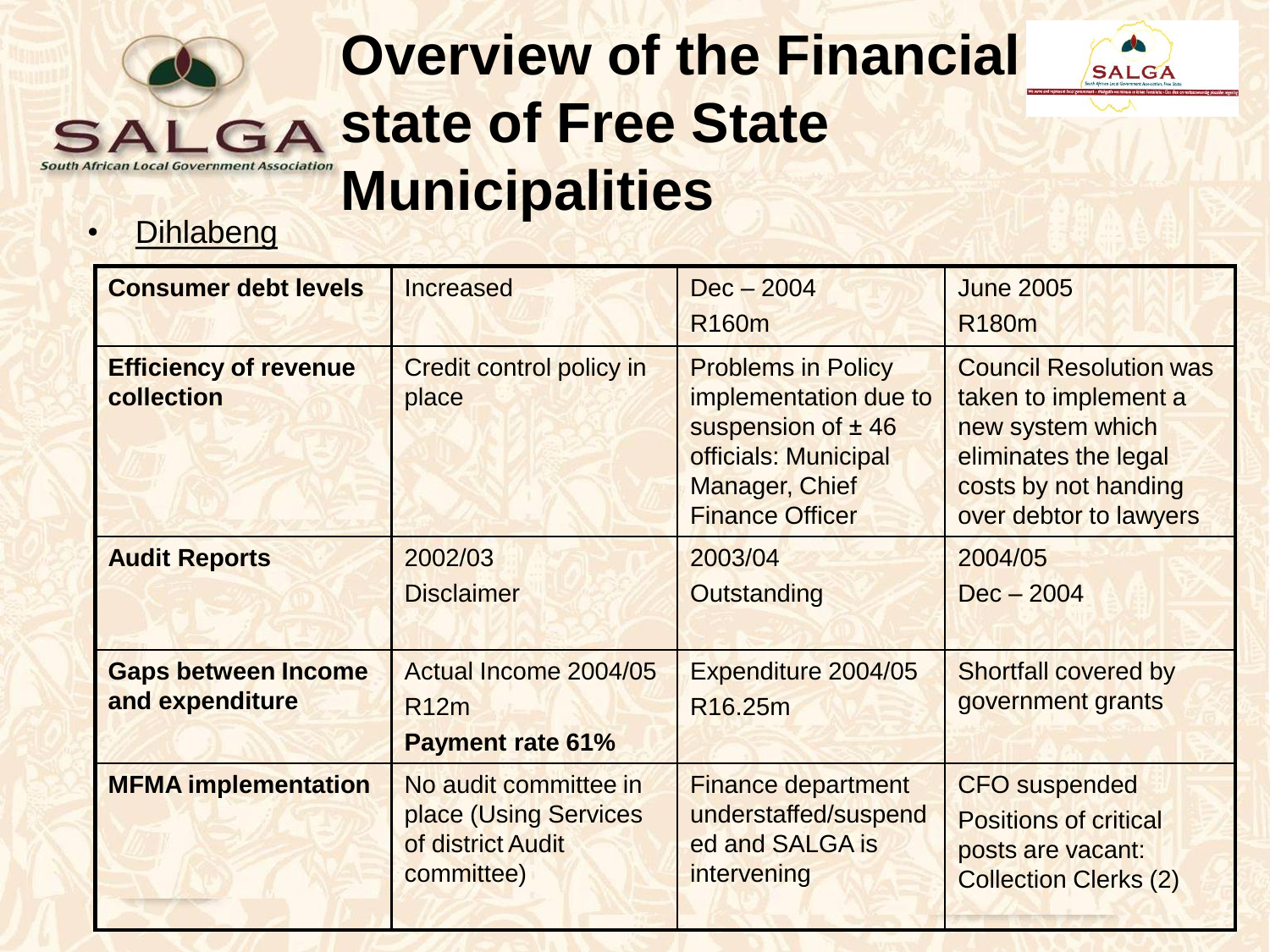# Overview of the Financial state of Free State Municipalities

- Dihlabeng

| Consumer debt levels | Increased | Dec – 2004<br>R160m | June 2005<br>R180m |
|---|---|---|---|
| **Efficiency of revenue collection** | Credit control policy in place | Problems in Policy implementation due to suspension of ± 46 officials: Municipal Manager, Chief Finance Officer | Council Resolution was taken to implement a new system which eliminates the legal costs by not handing over debtor to lawyers |
| **Audit Reports** | 2002/03<br>Disclaimer | 2003/04<br>Outstanding | 2004/05<br>Dec – 2004 |
| **Gaps between Income and expenditure** | Actual Income 2004/05<br>R12m<br>**Payment rate 61%** | Expenditure 2004/05<br>R16.25m | Shortfall covered by government grants |
| **MFMA implementation** | No audit committee in place (Using Services of district Audit committee) | Finance department understaffed/suspended and SALGA is intervening | CFO suspended<br>Positions of critical posts are vacant: Collection Clerks (2) |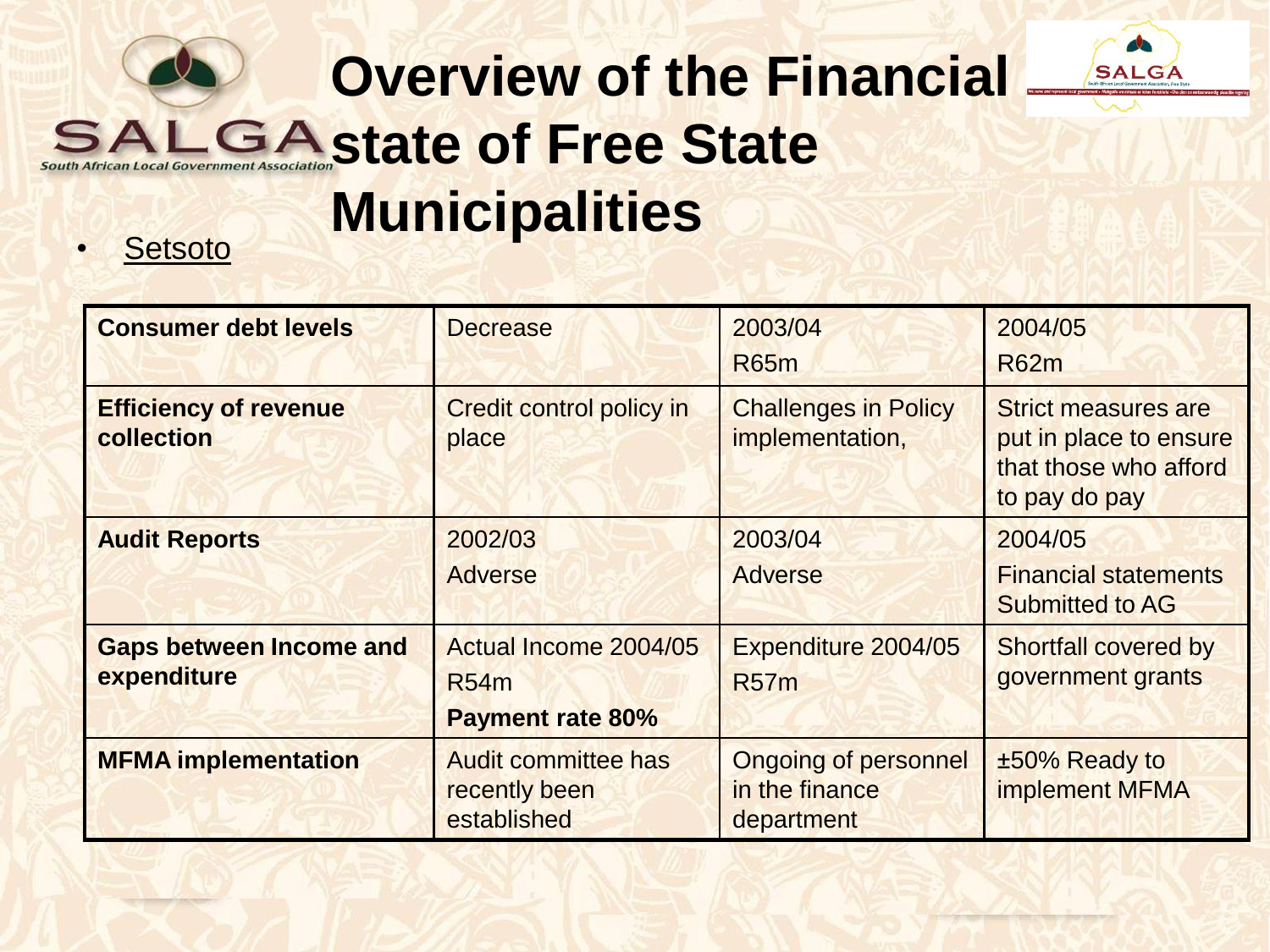# Overview of the Financial state of Free State Municipalities

- Setsoto

| Consumer debt levels | Decrease | 2003/04<br>R65m | 2004/05<br>R62m |
|---|---|---|---|
| **Efficiency of revenue collection** | Credit control policy in place | Challenges in Policy implementation, | Strict measures are put in place to ensure that those who afford to pay do pay |
| **Audit Reports** | 2002/03<br>Adverse | 2003/04<br>Adverse | 2004/05<br>Financial statements Submitted to AG |
| **Gaps between Income and expenditure** | Actual Income 2004/05<br>R54m<br>**Payment rate 80%** | Expenditure 2004/05<br>R57m | Shortfall covered by government grants |
| **MFMA implementation** | Audit committee has recently been established | Ongoing of personnel in the finance department | ±50% Ready to implement MFMA |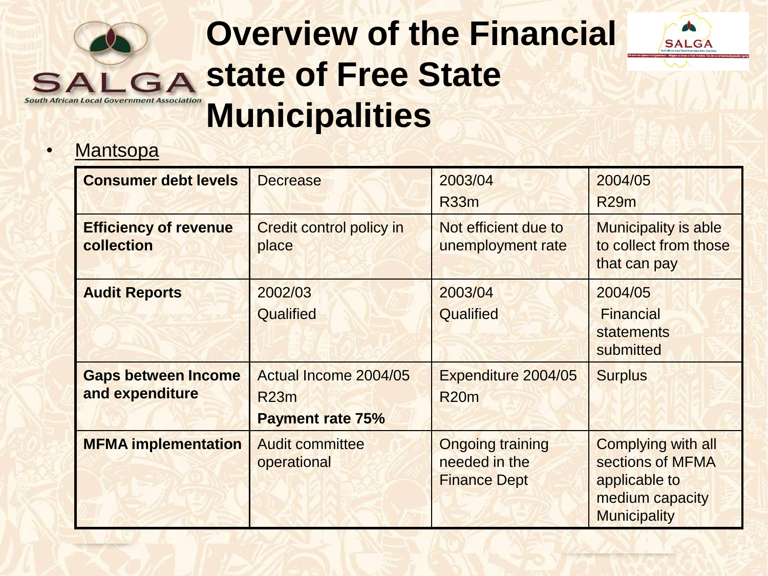# Overview of the Financial state of Free State Municipalities

- Mantsopa

| Consumer debt levels | Decrease | 2003/04<br>R33m | 2004/05<br>R29m |
|---|---|---|---|
| **Efficiency of revenue collection** | Credit control policy in place | Not efficient due to unemployment rate | Municipality is able to collect from those that can pay |
| **Audit Reports** | 2002/03<br>Qualified | 2003/04<br>Qualified | 2004/05<br>Financial statements submitted |
| **Gaps between Income and expenditure** | Actual Income 2004/05<br>R23m<br>**Payment rate 75%** | Expenditure 2004/05<br>R20m | Surplus |
| **MFMA implementation** | Audit committee operational | Ongoing training needed in the Finance Dept | Complying with all sections of MFMA applicable to medium capacity Municipality |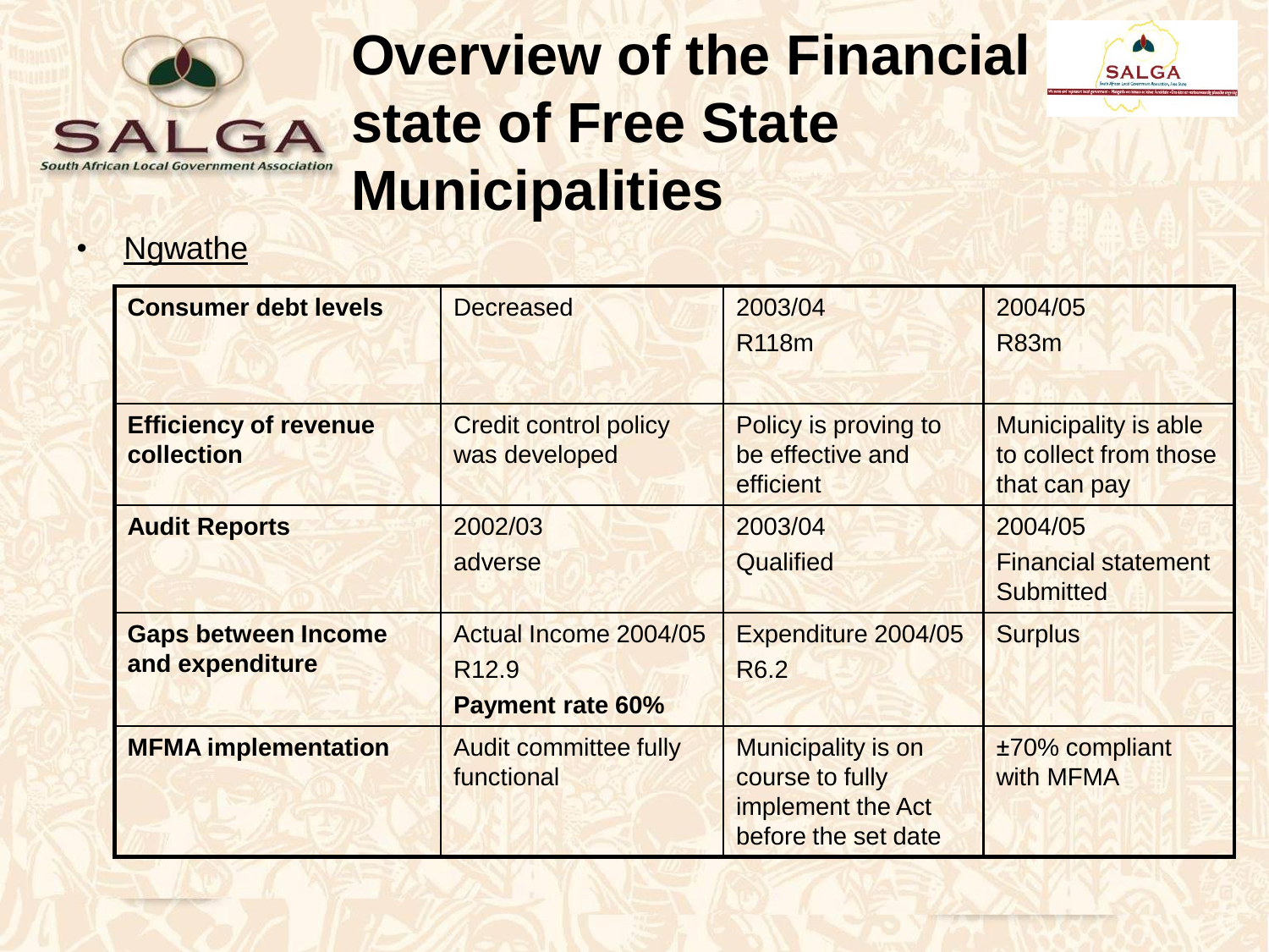# Overview of the Financial state of Free State Municipalities

- Ngwathe

| Consumer debt levels | Decreased | 2003/04<br>R118m | 2004/05<br>R83m |
|---|---|---|---|
| **Efficiency of revenue collection** | Credit control policy was developed | Policy is proving to be effective and efficient | Municipality is able to collect from those that can pay |
| **Audit Reports** | 2002/03<br>adverse | 2003/04<br>Qualified | 2004/05<br>Financial statement Submitted |
| **Gaps between Income and expenditure** | Actual Income 2004/05<br>R12.9<br>**Payment rate 60%** | Expenditure 2004/05<br>R6.2 | Surplus |
| **MFMA implementation** | Audit committee fully functional | Municipality is on course to fully implement the Act before the set date | ±70% compliant with MFMA |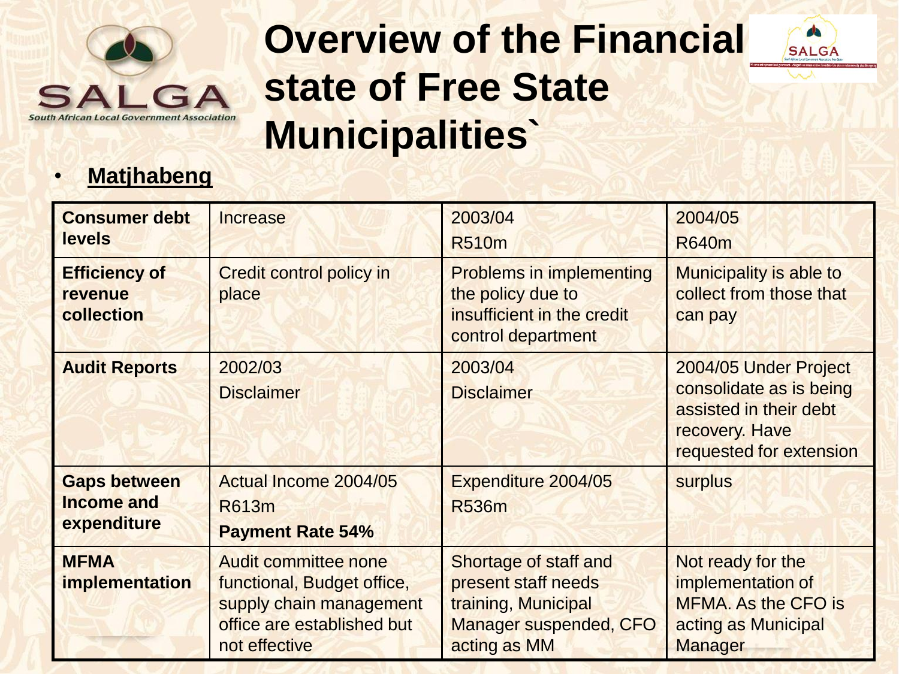# Overview of the Financial state of Free State Municipalities`

- **Matjhabeng**

| **Consumer debt levels** | Increase | 2003/04<br>R510m | 2004/05<br>R640m |
|---|---|---|---|
| **Efficiency of revenue collection** | Credit control policy in place | Problems in implementing the policy due to insufficient in the credit control department | Municipality is able to collect from those that can pay |
| **Audit Reports** | 2002/03<br>Disclaimer | 2003/04<br>Disclaimer | 2004/05 Under Project consolidate as is being assisted in their debt recovery. Have requested for extension |
| **Gaps between Income and expenditure** | Actual Income 2004/05<br>R613m<br>**Payment Rate 54%** | Expenditure 2004/05<br>R536m | surplus |
| **MFMA implementation** | Audit committee none functional, Budget office, supply chain management office are established but not effective | Shortage of staff and present staff needs training, Municipal Manager suspended, CFO acting as MM | Not ready for the implementation of MFMA. As the CFO is acting as Municipal Manager |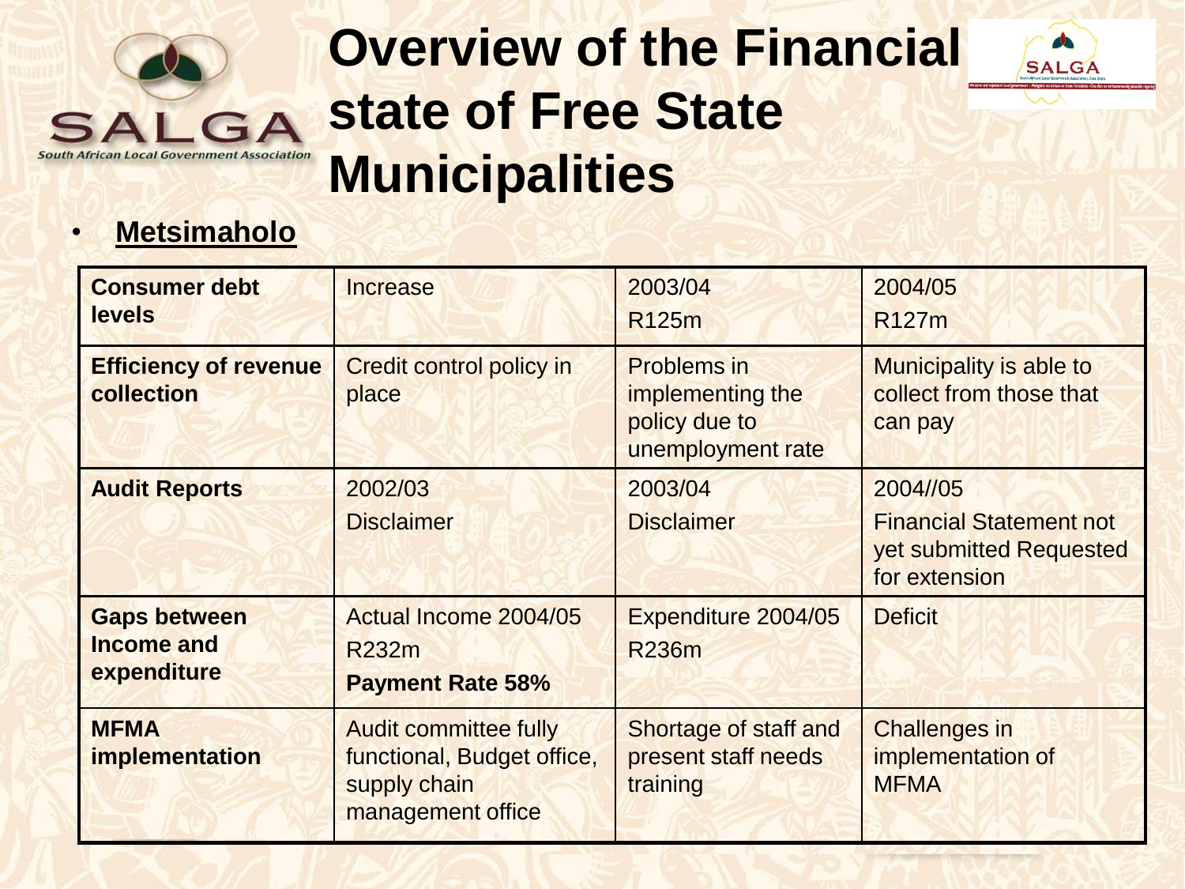# Overview of the Financial state of Free State Municipalities

- **Metsimaholo**

| **Consumer debt levels** | Increase | 2003/04<br>R125m | 2004/05<br>R127m |
|---|---|---|---|
| **Efficiency of revenue collection** | Credit control policy in place | Problems in implementing the policy due to unemployment rate | Municipality is able to collect from those that can pay |
| **Audit Reports** | 2002/03<br>Disclaimer | 2003/04<br>Disclaimer | 2004//05<br>Financial Statement not yet submitted Requested for extension |
| **Gaps between Income and expenditure** | Actual Income 2004/05<br>R232m<br>**Payment Rate 58%** | Expenditure 2004/05<br>R236m | Deficit |
| **MFMA implementation** | Audit committee fully functional, Budget office, supply chain management office | Shortage of staff and present staff needs training | Challenges in implementation of MFMA |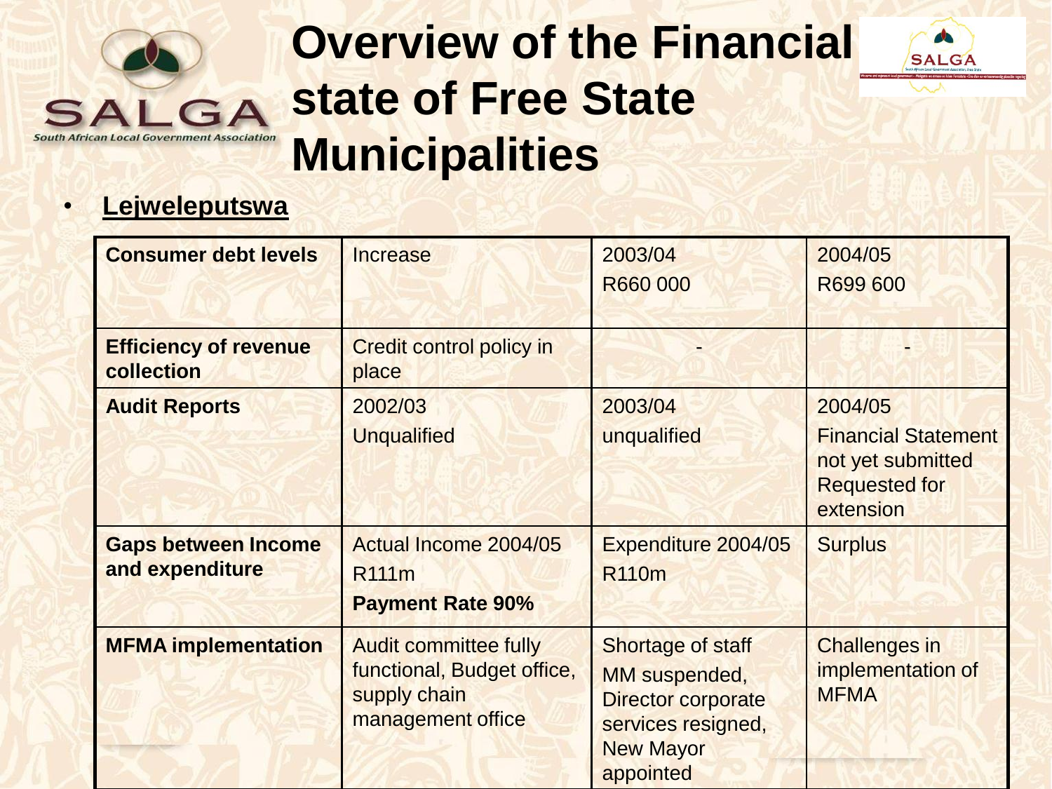# Overview of the Financial state of Free State Municipalities

- **Lejweleputswa**

| Consumer debt levels | Increase | 2003/04<br>R660 000 | 2004/05<br>R699 600 |
|---|---|---|---|
| **Efficiency of revenue collection** | Credit control policy in place | - | - |
| **Audit Reports** | 2002/03<br>Unqualified | 2003/04<br>unqualified | 2004/05<br>Financial Statement not yet submitted Requested for extension |
| **Gaps between Income and expenditure** | Actual Income 2004/05<br>R111m<br>**Payment Rate 90%** | Expenditure 2004/05<br>R110m | Surplus |
| **MFMA implementation** | Audit committee fully functional, Budget office, supply chain management office | Shortage of staff<br>MM suspended, Director corporate services resigned, New Mayor appointed | Challenges in implementation of MFMA |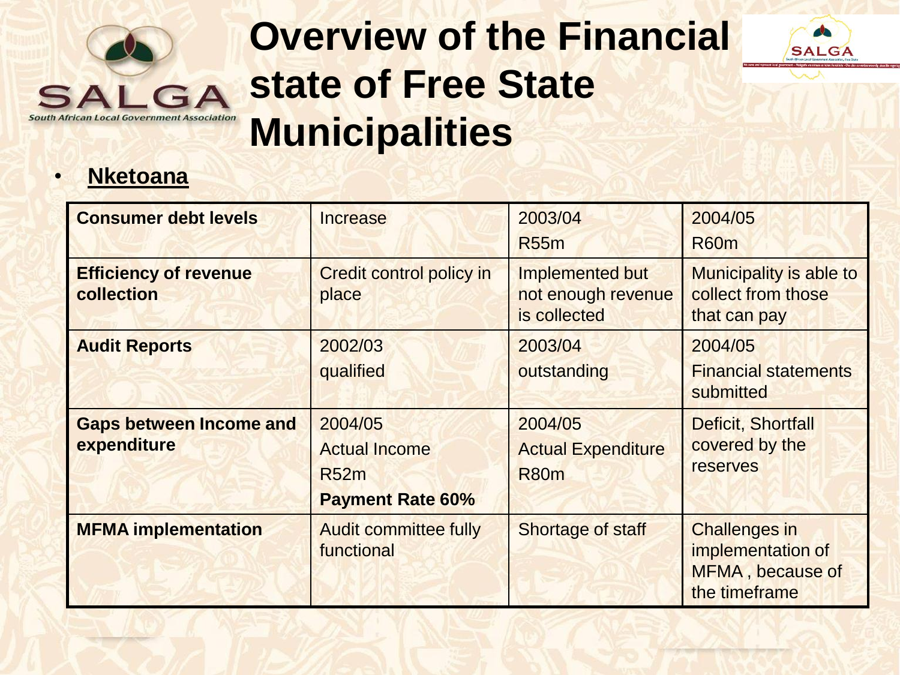# Overview of the Financial state of Free State Municipalities

- **Nketoana**

| **Consumer debt levels** | Increase | 2003/04<br>R55m | 2004/05<br>R60m |
|---|---|---|---|
| **Efficiency of revenue collection** | Credit control policy in place | Implemented but not enough revenue is collected | Municipality is able to collect from those that can pay |
| **Audit Reports** | 2002/03<br>qualified | 2003/04<br>outstanding | 2004/05<br>Financial statements submitted |
| **Gaps between Income and expenditure** | 2004/05<br>Actual Income<br>R52m<br>**Payment Rate 60%** | 2004/05<br>Actual Expenditure<br>R80m | Deficit, Shortfall covered by the reserves |
| **MFMA implementation** | Audit committee fully functional | Shortage of staff | Challenges in implementation of MFMA , because of the timeframe |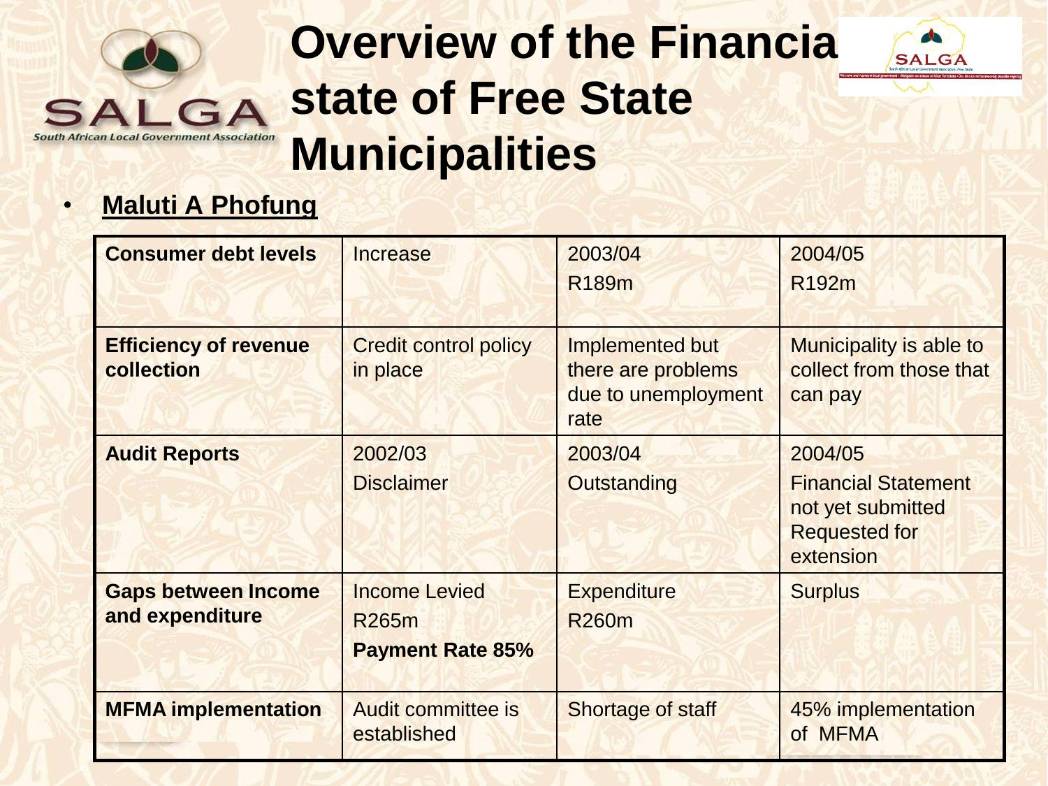# Overview of the Financial state of Free State Municipalities

- **Maluti A Phofung**

| **Consumer debt levels** | Increase | 2003/04<br>R189m | 2004/05<br>R192m |
|---|---|---|---|
| **Efficiency of revenue collection** | Credit control policy in place | Implemented but there are problems due to unemployment rate | Municipality is able to collect from those that can pay |
| **Audit Reports** | 2002/03<br>Disclaimer | 2003/04<br>Outstanding | 2004/05<br>Financial Statement not yet submitted Requested for extension |
| **Gaps between Income and expenditure** | Income Levied<br>R265m<br>**Payment Rate 85%** | Expenditure<br>R260m | Surplus |
| **MFMA implementation** | Audit committee is established | Shortage of staff | 45% implementation of MFMA |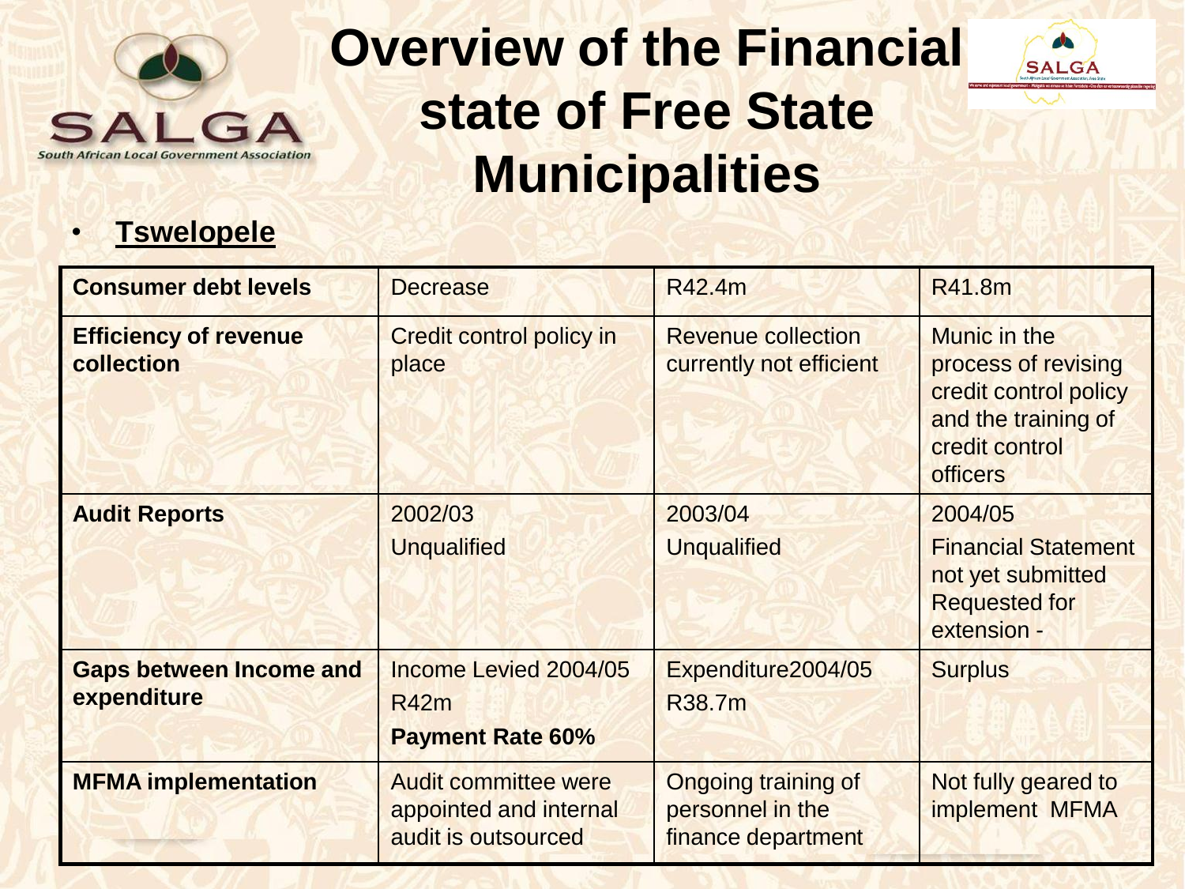# Overview of the Financial state of Free State Municipalities

- **Tswelopele**

| **Consumer debt levels** | Decrease | R42.4m | R41.8m |
|---|---|---|---|
| **Efficiency of revenue collection** | Credit control policy in place | Revenue collection currently not efficient | Munic in the process of revising credit control policy and the training of credit control officers |
| **Audit Reports** | 2002/03 Unqualified | 2003/04 Unqualified | 2004/05 Financial Statement not yet submitted Requested for extension - |
| **Gaps between Income and expenditure** | Income Levied 2004/05 R42m **Payment Rate 60%** | Expenditure2004/05 R38.7m | Surplus |
| **MFMA implementation** | Audit committee were appointed and internal audit is outsourced | Ongoing training of personnel in the finance department | Not fully geared to implement MFMA |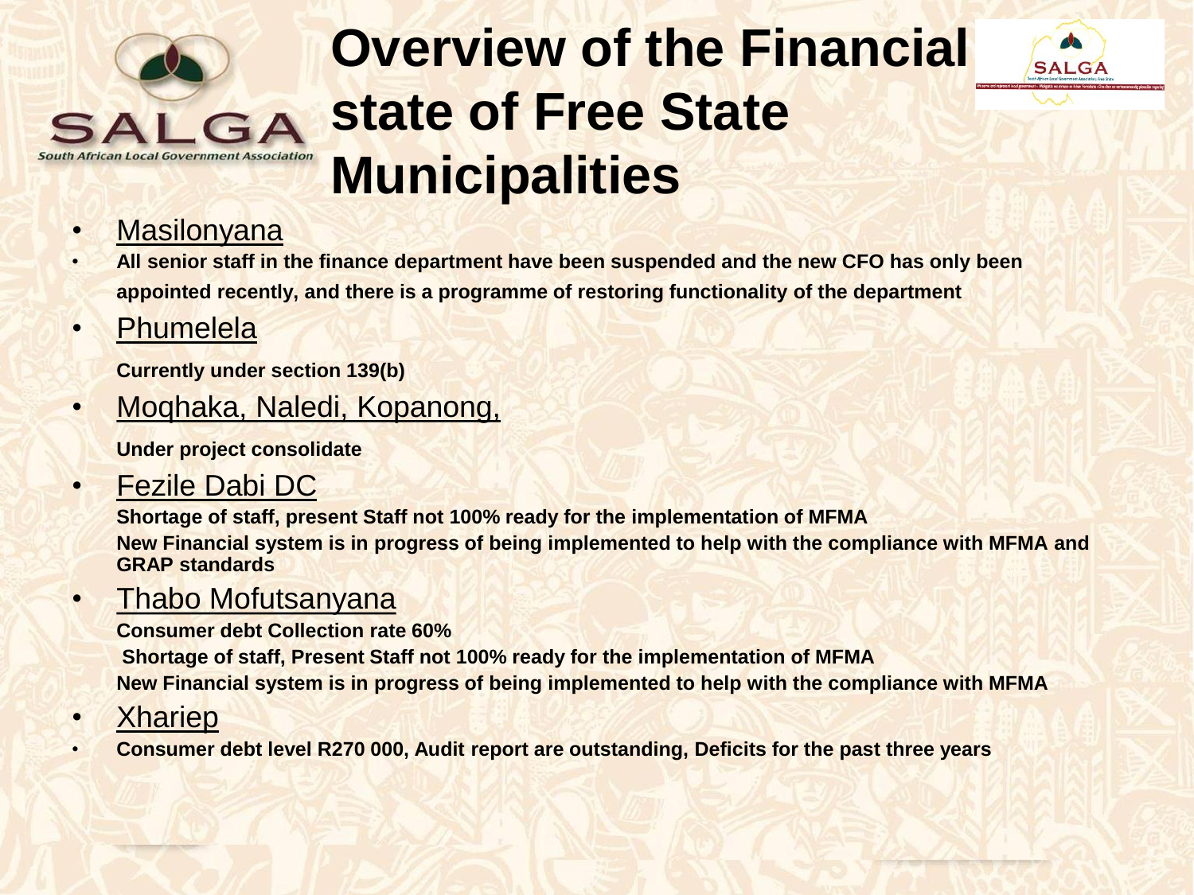# Overview of the Financial state of Free State Municipalities

- <u>Masilonyana</u>
- **All senior staff in the finance department have been suspended and the new CFO has only been appointed recently, and there is a programme of restoring functionality of the department**
- <u>Phumelela</u>

  **Currently under section 139(b)**
- <u>Moqhaka, Naledi, Kopanong,</u>

  **Under project consolidate**
- <u>Fezile Dabi DC</u>

  **Shortage of staff, present Staff not 100% ready for the implementation of MFMA**

  **New Financial system is in progress of being implemented to help with the compliance with MFMA and GRAP standards**
- <u>Thabo Mofutsanyana</u>

  **Consumer debt Collection rate 60%**

  **Shortage of staff, Present Staff not 100% ready for the implementation of MFMA**

  **New Financial system is in progress of being implemented to help with the compliance with MFMA**
- <u>Xhariep</u>
- **Consumer debt level R270 000, Audit report are outstanding, Deficits for the past three years**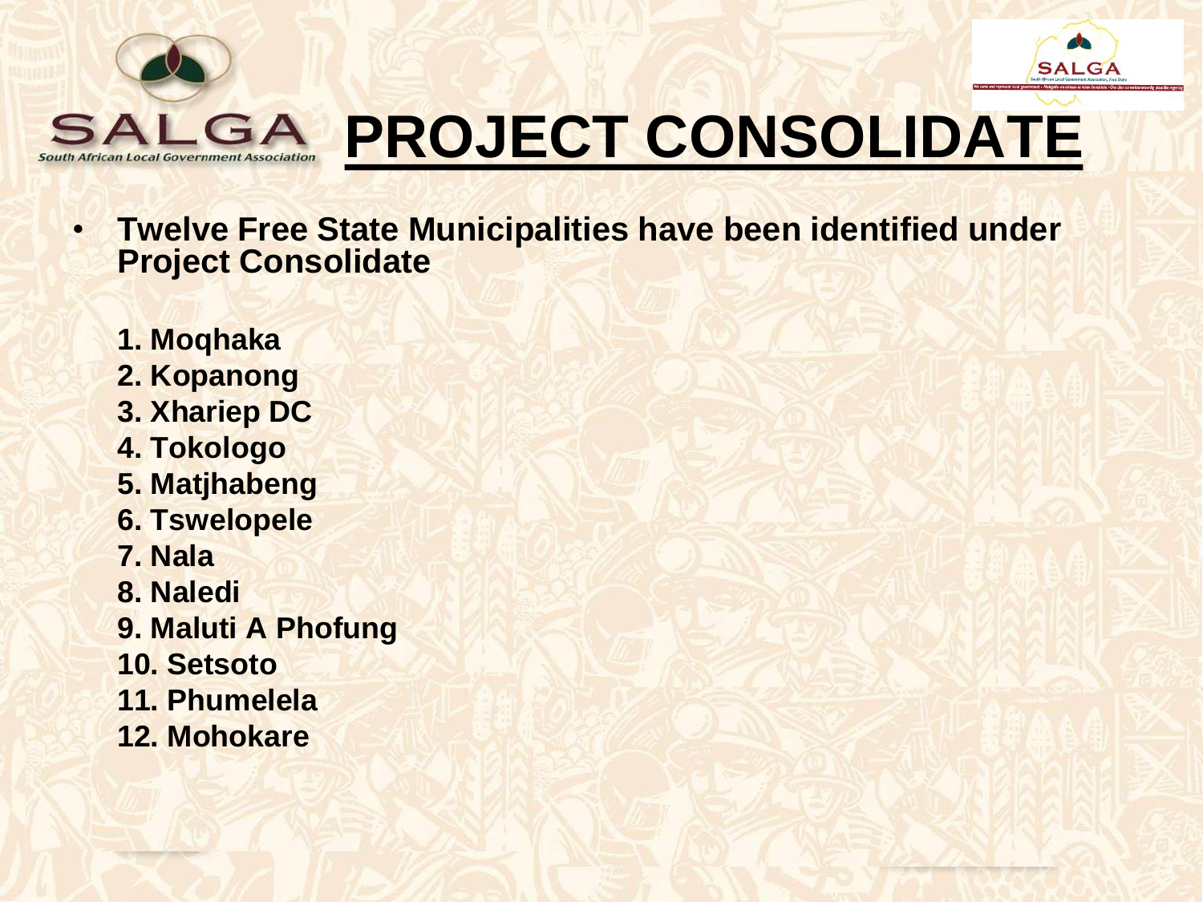# PROJECT CONSOLIDATE

- **Twelve Free State Municipalities have been identified under Project Consolidate**

1. **Moqhaka**
2. **Kopanong**
3. **Xhariep DC**
4. **Tokologo**
5. **Matjhabeng**
6. **Tswelopele**
7. **Nala**
8. **Naledi**
9. **Maluti A Phofung**
10. **Setsoto**
11. **Phumelela**
12. **Mohokare**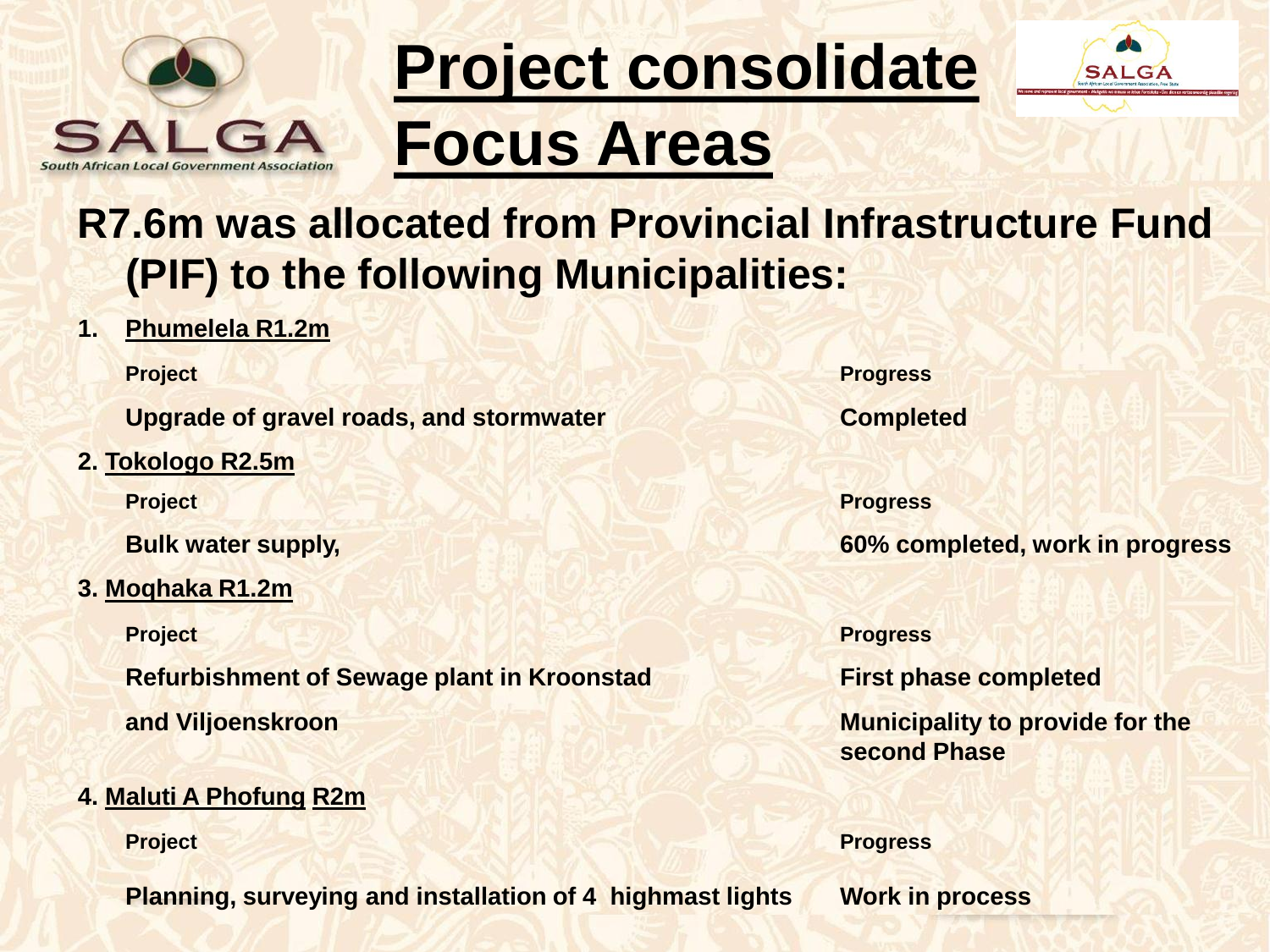# Project consolidate Focus Areas

## R7.6m was allocated from Provincial Infrastructure Fund (PIF) to the following Municipalities:

1. **Phumelela R1.2m**

| Project | Progress |
|---|---|
| Upgrade of gravel roads, and stormwater | Completed |

2. **Tokologo R2.5m**

| Project | Progress |
|---|---|
| Bulk water supply, | 60% completed, work in progress |

3. **Moqhaka R1.2m**

| Project | Progress |
|---|---|
| Refurbishment of Sewage plant in Kroonstad and Viljoenskroon | First phase completed. Municipality to provide for the second Phase |

4. **Maluti A Phofung R2m**

| Project | Progress |
|---|---|
| Planning, surveying and installation of 4 highmast lights | Work in process |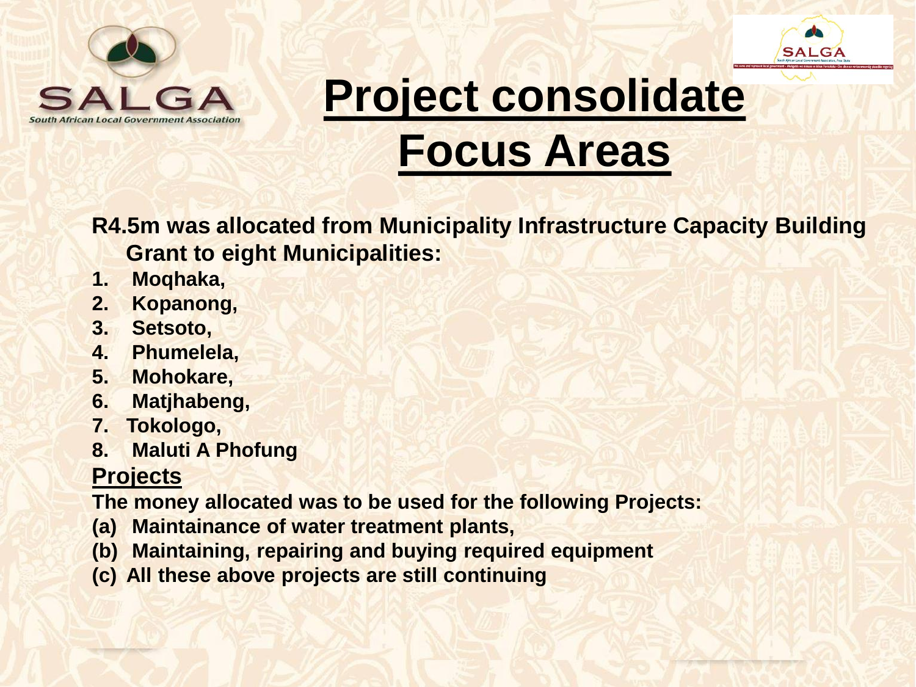# Project consolidate Focus Areas

**R4.5m was allocated from Municipality Infrastructure Capacity Building Grant to eight Municipalities:**

1. **Moqhaka,**
2. **Kopanong,**
3. **Setsoto,**
4. **Phumelela,**
5. **Mohokare,**
6. **Matjhabeng,**
7. **Tokologo,**
8. **Maluti A Phofung**

## Projects

**The money allocated was to be used for the following Projects:**

**(a) Maintainance of water treatment plants,**

**(b) Maintaining, repairing and buying required equipment**

**(c) All these above projects are still continuing**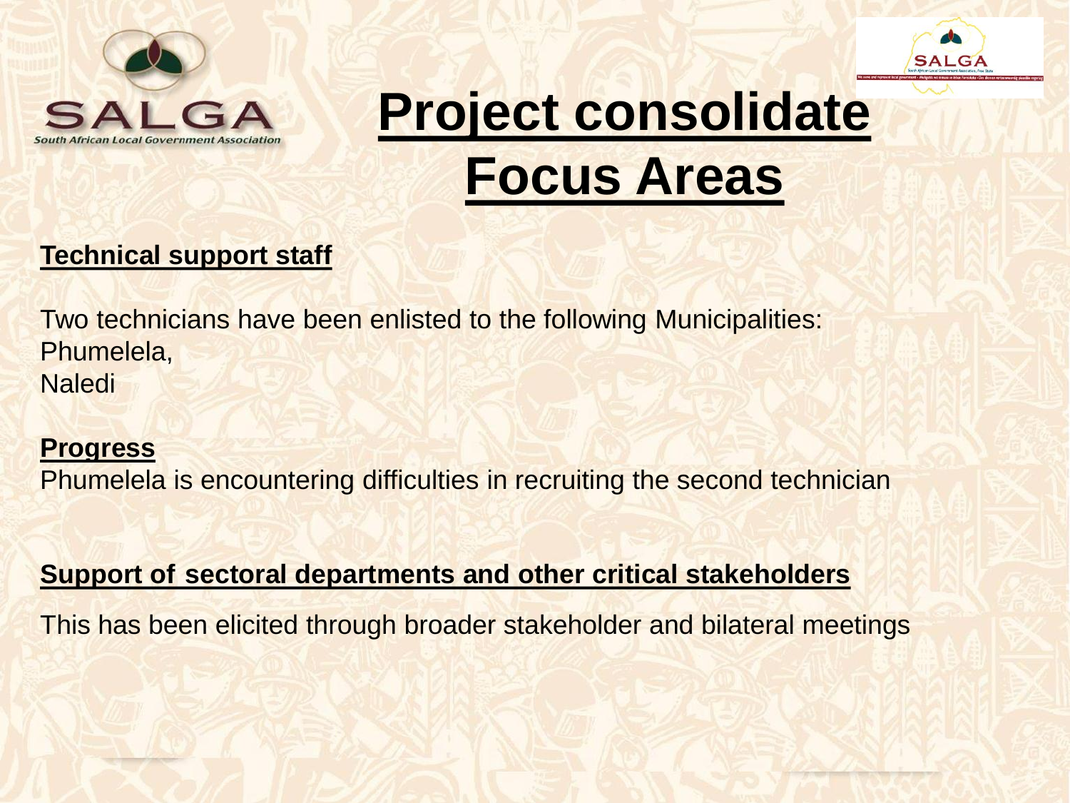# Project consolidate Focus Areas

**Technical support staff**

Two technicians have been enlisted to the following Municipalities:
Phumelela,
Naledi

**Progress**

Phumelela is encountering difficulties in recruiting the second technician

**Support of sectoral departments and other critical stakeholders**

This has been elicited through broader stakeholder and bilateral meetings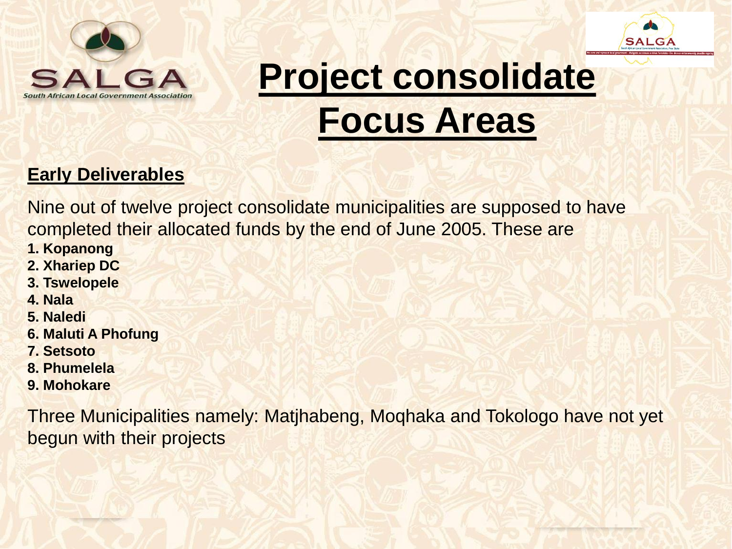# Project consolidate Focus Areas

## Early Deliverables

Nine out of twelve project consolidate municipalities are supposed to have completed their allocated funds by the end of June 2005. These are

1. **Kopanong**
2. **Xhariep DC**
3. **Tswelopele**
4. **Nala**
5. **Naledi**
6. **Maluti A Phofung**
7. **Setsoto**
8. **Phumelela**
9. **Mohokare**

Three Municipalities namely: Matjhabeng, Moqhaka and Tokologo have not yet begun with their projects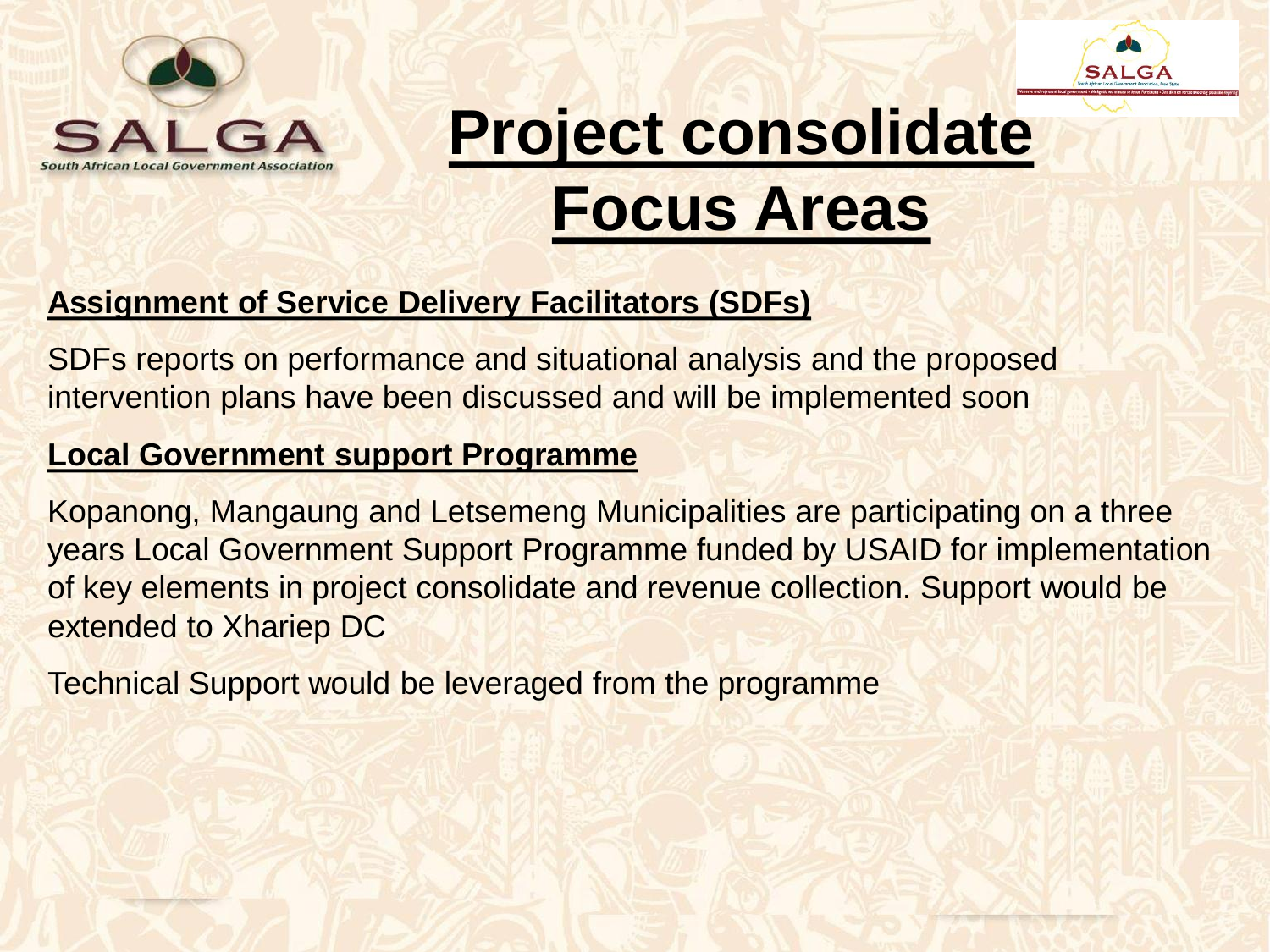# Project consolidate Focus Areas

**Assignment of Service Delivery Facilitators (SDFs)**

SDFs reports on performance and situational analysis and the proposed intervention plans have been discussed and will be implemented soon

**Local Government support Programme**

Kopanong, Mangaung and Letsemeng Municipalities are participating on a three years Local Government Support Programme funded by USAID for implementation of key elements in project consolidate and revenue collection. Support would be extended to Xhariep DC

Technical Support would be leveraged from the programme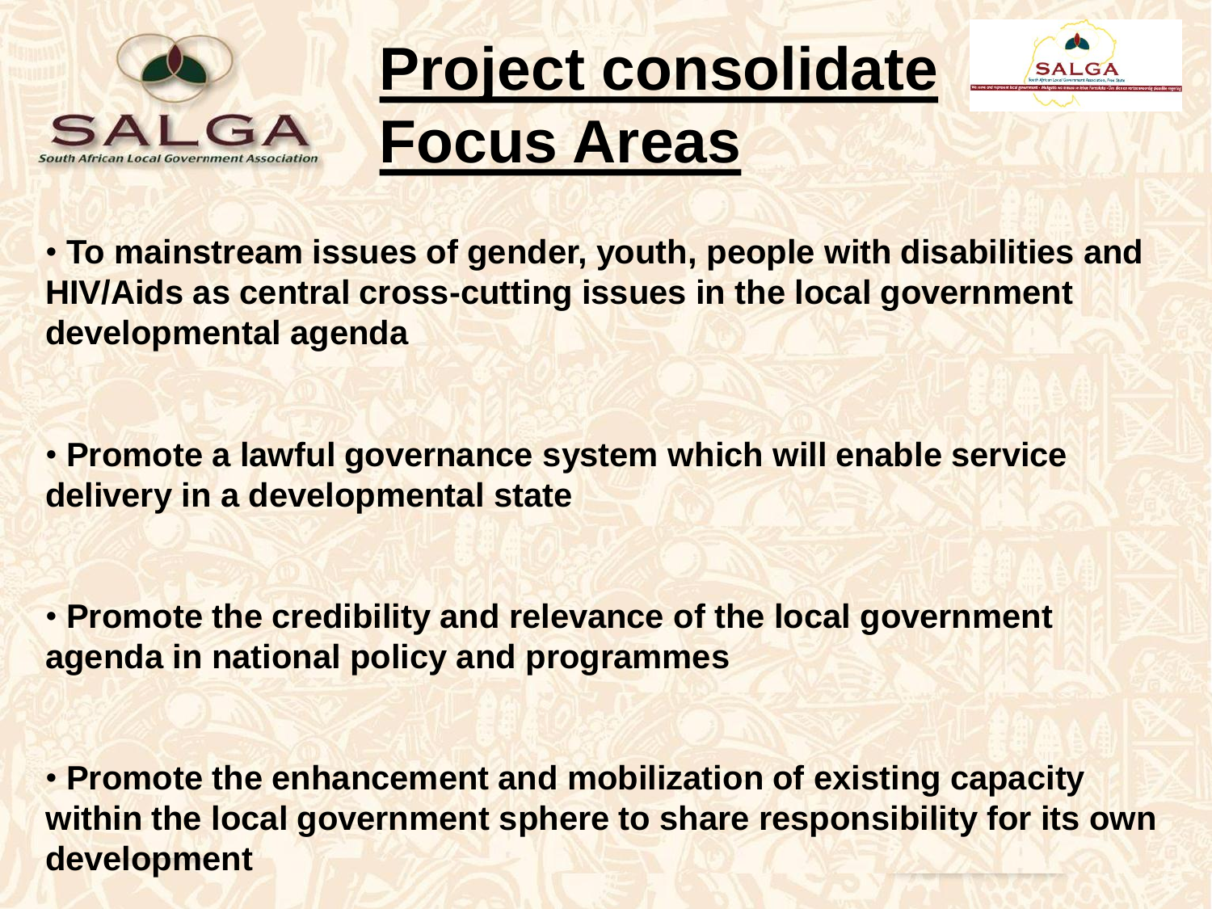# Project consolidate Focus Areas

- **To mainstream issues of gender, youth, people with disabilities and HIV/Aids as central cross-cutting issues in the local government developmental agenda**

- **Promote a lawful governance system which will enable service delivery in a developmental state**

- **Promote the credibility and relevance of the local government agenda in national policy and programmes**

- **Promote the enhancement and mobilization of existing capacity within the local government sphere to share responsibility for its own development**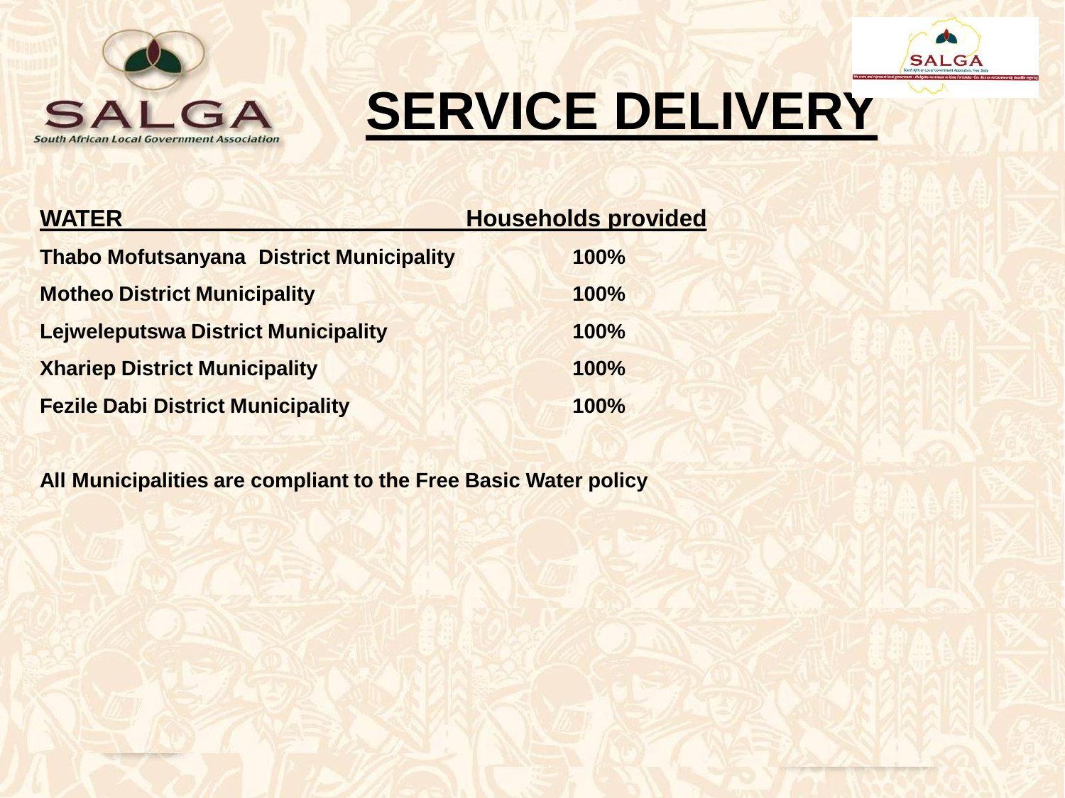# SERVICE DELIVERY

| WATER | Households provided |
| --- | --- |
| **Thabo Mofutsanyana District Municipality** | **100%** |
| **Motheo District Municipality** | **100%** |
| **Lejweleputswa District Municipality** | **100%** |
| **Xhariep District Municipality** | **100%** |
| **Fezile Dabi District Municipality** | **100%** |

**All Municipalities are compliant to the Free Basic Water policy**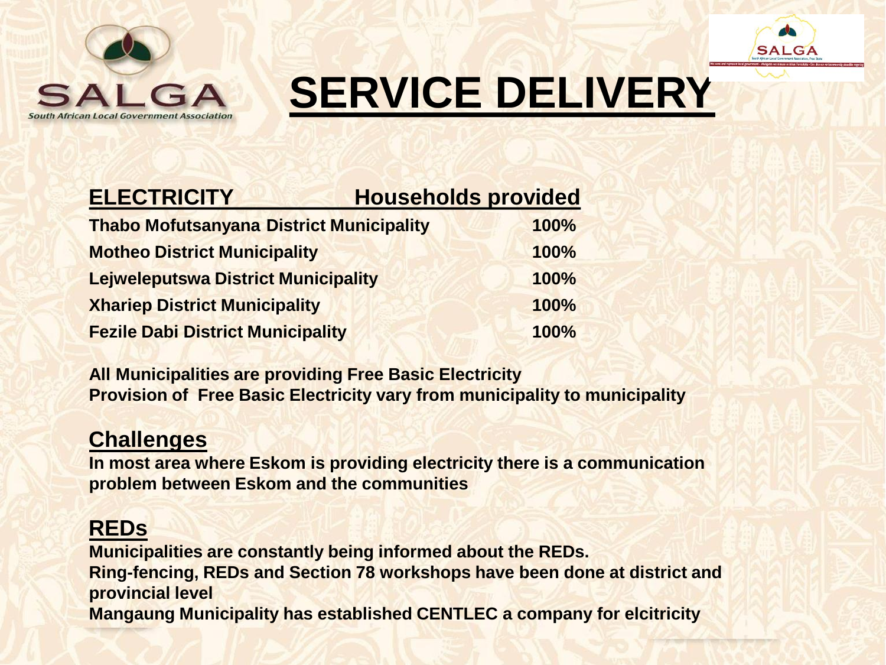# SERVICE DELIVERY

| ELECTRICITY | Households provided |
| --- | --- |
| Thabo Mofutsanyana District Municipality | 100% |
| Motheo District Municipality | 100% |
| Lejweleputswa District Municipality | 100% |
| Xhariep District Municipality | 100% |
| Fezile Dabi District Municipality | 100% |

**All Municipalities are providing Free Basic Electricity**
**Provision of Free Basic Electricity vary from municipality to municipality**

## Challenges

**In most area where Eskom is providing electricity there is a communication problem between Eskom and the communities**

## REDs

**Municipalities are constantly being informed about the REDs.**
**Ring-fencing, REDs and Section 78 workshops have been done at district and provincial level**
**Mangaung Municipality has established CENTLEC a company for elcitricity**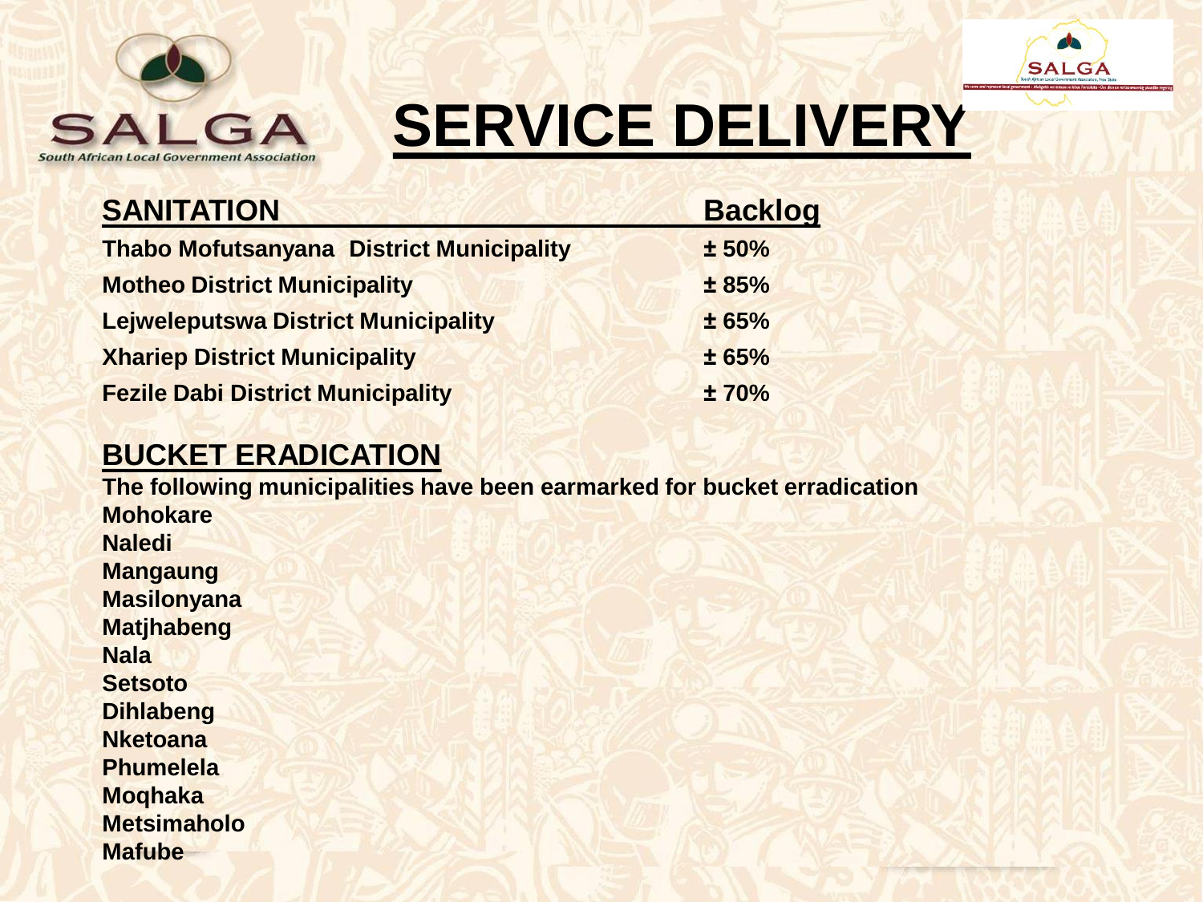# SERVICE DELIVERY

| SANITATION | Backlog |
| --- | --- |
| Thabo Mofutsanyana District Municipality | ± 50% |
| Motheo District Municipality | ± 85% |
| Lejweleputswa District Municipality | ± 65% |
| Xhariep District Municipality | ± 65% |
| Fezile Dabi District Municipality | ± 70% |

## BUCKET ERADICATION

**The following municipalities have been earmarked for bucket erradication**

**Mohokare**
**Naledi**
**Mangaung**
**Masilonyana**
**Matjhabeng**
**Nala**
**Setsoto**
**Dihlabeng**
**Nketoana**
**Phumelela**
**Moqhaka**
**Metsimaholo**
**Mafube**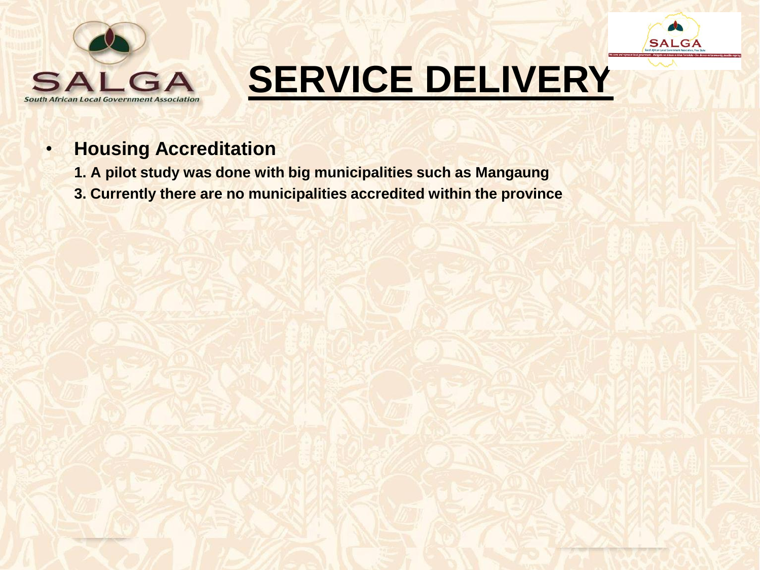# SERVICE DELIVERY

- **Housing Accreditation**

  **1. A pilot study was done with big municipalities such as Mangaung**

  **3. Currently there are no municipalities accredited within the province**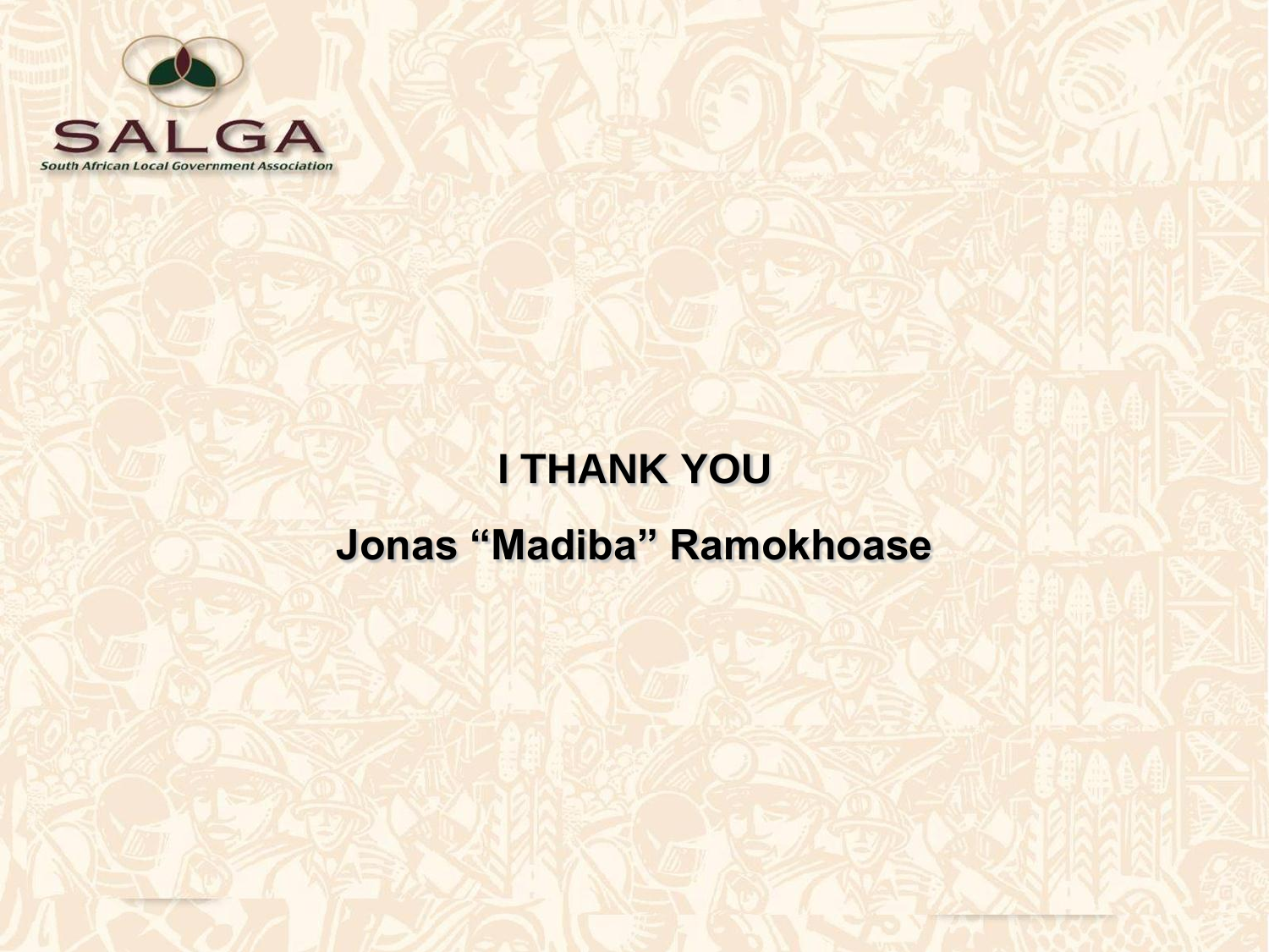SALGA

South African Local Government Association

**I THANK YOU**

**Jonas “Madiba” Ramokhoase**